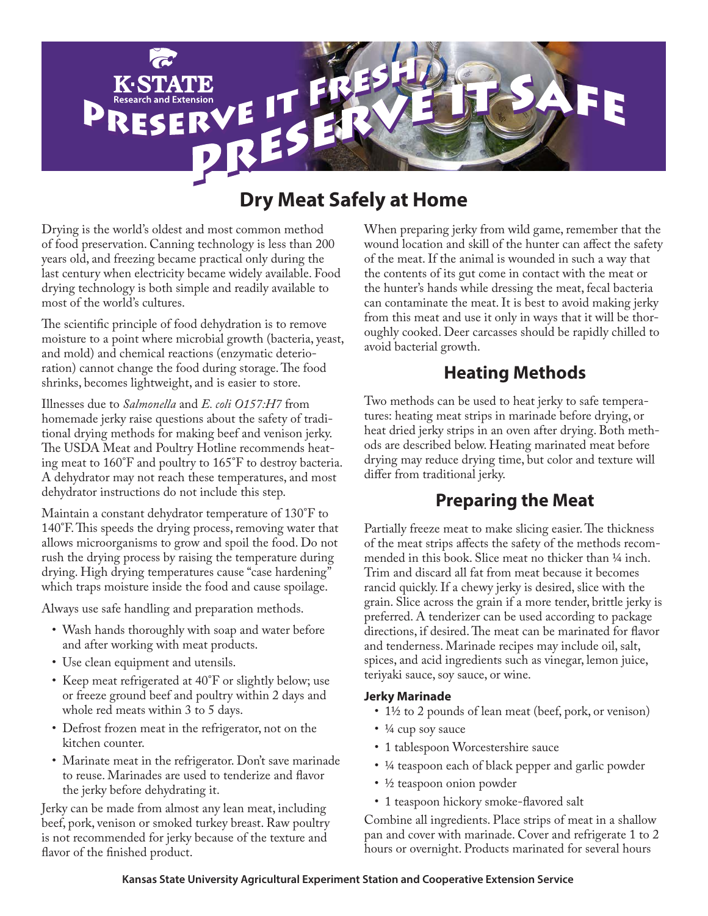# Dry Meat Safely at Home

Drying is the world's oldest and most common method of food preservation. Canning technology is less than 200 years old, and freezing became practical only during the last century when electricity became widely available. Food drying technology is both simple and readily available to most of the world's cultures.

The scientific principle of food dehydration is to remove moisture to a point where microbial growth (bacteria, yeast, and mold) and chemical reactions (enzymatic deterioration) cannot change the food during storage. The food shrinks, becomes lightweight, and is easier to store.

Illnesses due to *Salmonella* and *E. coli O157:H7* from homemade jerky raise questions about the safety of traditional drying methods for making beef and venison jerky. The USDA Meat and Poultry Hotline recommends heating meat to 160˚F and poultry to 165˚F to destroy bacteria. A dehydrator may not reach these temperatures, and most dehydrator instructions do not include this step.

Maintain a constant dehydrator temperature of 130˚F to 140˚F. This speeds the drying process, removing water that allows microorganisms to grow and spoil the food. Do not rush the drying process by raising the temperature during drying. High drying temperatures cause "case hardening" which traps moisture inside the food and cause spoilage.

Always use safe handling and preparation methods.

- Wash hands thoroughly with soap and water before and after working with meat products.
- Use clean equipment and utensils.
- Keep meat refrigerated at 40˚F or slightly below; use or freeze ground beef and poultry within 2 days and whole red meats within 3 to 5 days.
- Defrost frozen meat in the refrigerator, not on the kitchen counter.
- Marinate meat in the refrigerator. Don't save marinade to reuse. Marinades are used to tenderize and flavor the jerky before dehydrating it.

Jerky can be made from almost any lean meat, including beef, pork, venison or smoked turkey breast. Raw poultry is not recommended for jerky because of the texture and flavor of the finished product.

When preparing jerky from wild game, remember that the wound location and skill of the hunter can affect the safety of the meat. If the animal is wounded in such a way that the contents of its gut come in contact with the meat or the hunter's hands while dressing the meat, fecal bacteria can contaminate the meat. It is best to avoid making jerky from this meat and use it only in ways that it will be thoroughly cooked. Deer carcasses should be rapidly chilled to avoid bacterial growth.

## Heating Methods

Two methods can be used to heat jerky to safe temperatures: heating meat strips in marinade before drying, or heat dried jerky strips in an oven after drying. Both methods are described below. Heating marinated meat before drying may reduce drying time, but color and texture will differ from traditional jerky.

## Preparing the Meat

Partially freeze meat to make slicing easier. The thickness of the meat strips affects the safety of the methods recommended in this book. Slice meat no thicker than ¼ inch. Trim and discard all fat from meat because it becomes rancid quickly. If a chewy jerky is desired, slice with the grain. Slice across the grain if a more tender, brittle jerky is preferred. A tenderizer can be used according to package directions, if desired. The meat can be marinated for flavor and tenderness. Marinade recipes may include oil, salt, spices, and acid ingredients such as vinegar, lemon juice, teriyaki sauce, soy sauce, or wine.

#### Jerky Marinade

- 1½ to 2 pounds of lean meat (beef, pork, or venison)
- ¼ cup soy sauce
- 1 tablespoon Worcestershire sauce
- ¼ teaspoon each of black pepper and garlic powder
- ½ teaspoon onion powder
- 1 teaspoon hickory smoke-flavored salt

Combine all ingredients. Place strips of meat in a shallow pan and cover with marinade. Cover and refrigerate 1 to 2 hours or overnight. Products marinated for several hours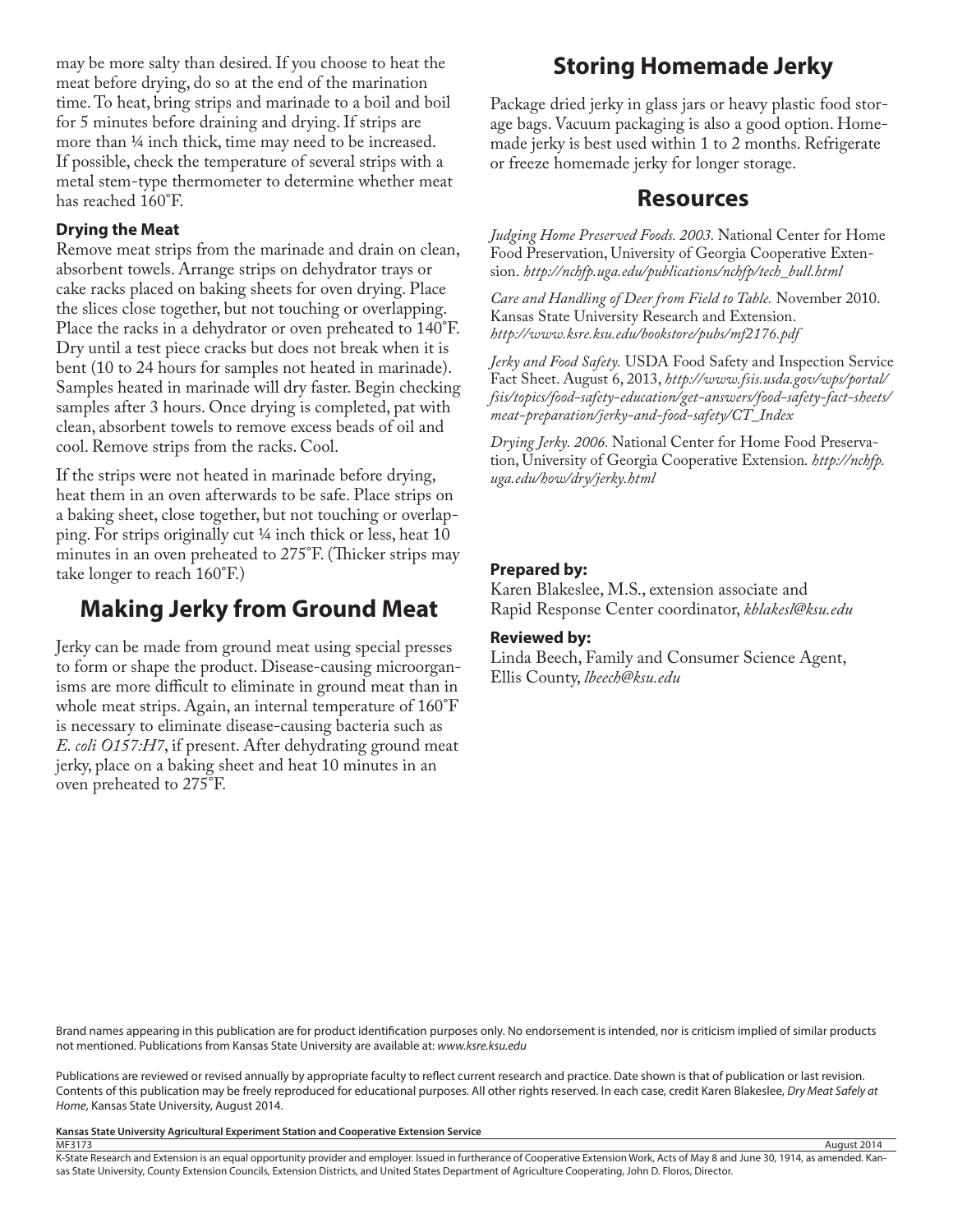may be more salty than desired. If you choose to heat the meat before drying, do so at the end of the marination time. To heat, bring strips and marinade to a boil and boil for 5 minutes before draining and drying. If strips are more than ¼ inch thick, time may need to be increased. If possible, check the temperature of several strips with a metal stem-type thermometer to determine whether meat has reached 160˚F.

### Drying the Meat

Remove meat strips from the marinade and drain on clean, absorbent towels. Arrange strips on dehydrator trays or cake racks placed on baking sheets for oven drying. Place the slices close together, but not touching or overlapping. Place the racks in a dehydrator or oven preheated to 140˚F. Dry until a test piece cracks but does not break when it is bent (10 to 24 hours for samples not heated in marinade). Samples heated in marinade will dry faster. Begin checking samples after 3 hours. Once drying is completed, pat with clean, absorbent towels to remove excess beads of oil and cool. Remove strips from the racks. Cool.

If the strips were not heated in marinade before drying, heat them in an oven afterwards to be safe. Place strips on a baking sheet, close together, but not touching or overlapping. For strips originally cut ¼ inch thick or less, heat 10 minutes in an oven preheated to 275˚F. (Thicker strips may take longer to reach 160˚F.)

## Making Jerky from Ground Meat

Jerky can be made from ground meat using special presses to form or shape the product. Disease-causing microorganisms are more difficult to eliminate in ground meat than in whole meat strips. Again, an internal temperature of 160˚F is necessary to eliminate disease-causing bacteria such as *E. coli O157:H7*, if present. After dehydrating ground meat jerky, place on a baking sheet and heat 10 minutes in an oven preheated to 275˚F.

## Storing Homemade Jerky

Package dried jerky in glass jars or heavy plastic food storage bags. Vacuum packaging is also a good option. Homemade jerky is best used within 1 to 2 months. Refrigerate or freeze homemade jerky for longer storage.

## Resources

*Judging Home Preserved Foods. 2003.* National Center for Home Food Preservation, University of Georgia Cooperative Extension. *http://nchfp.uga.edu/publications/nchfp/tech_bull.html*

*Care and Handling of Deer from Field to Table.* November 2010. Kansas State University Research and Extension. *http://www.ksre.ksu.edu/bookstore/pubs/mf2176.pdf*

*Jerky and Food Safety.* USDA Food Safety and Inspection Service Fact Sheet. August 6, 2013, *http://www.fsis.usda.gov/wps/portal/fsis/topics/food-safety-education/get-answers/food-safety-fact-sheets/meat-preparation/jerky-and-food-safety/CT_Index*

*Drying Jerky. 2006.* National Center for Home Food Preservation, University of Georgia Cooperative Extension. *http://nchfp.uga.edu/how/dry/jerky.html*

**Prepared by:**
Karen Blakeslee, M.S., extension associate and Rapid Response Center coordinator, *kblakesl@ksu.edu*

**Reviewed by:**
Linda Beech, Family and Consumer Science Agent, Ellis County, *lbeech@ksu.edu*

Brand names appearing in this publication are for product identification purposes only. No endorsement is intended, nor is criticism implied of similar products not mentioned. Publications from Kansas State University are available at: *www.ksre.ksu.edu*

Publications are reviewed or revised annually by appropriate faculty to reflect current research and practice. Date shown is that of publication or last revision. Contents of this publication may be freely reproduced for educational purposes. All other rights reserved. In each case, credit Karen Blakeslee, *Dry Meat Safely at Home*, Kansas State University, August 2014.

**Kansas State University Agricultural Experiment Station and Cooperative Extension Service**

MF3173 August 2014

K-State Research and Extension is an equal opportunity provider and employer. Issued in furtherance of Cooperative Extension Work, Acts of May 8 and June 30, 1914, as amended. Kansas State University, County Extension Councils, Extension Districts, and United States Department of Agriculture Cooperating, John D. Floros, Director.